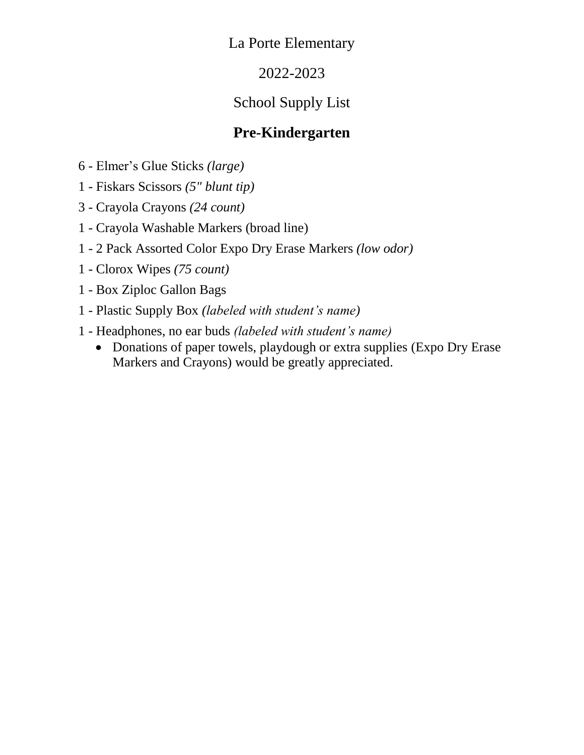La Porte Elementary

2022-2023

School Supply List

## Pre-Kindergarten

6 - Elmer's Glue Sticks *(large)*

1 - Fiskars Scissors *(5" blunt tip)*

3 - Crayola Crayons *(24 count)*

1 - Crayola Washable Markers (broad line)

1 - 2 Pack Assorted Color Expo Dry Erase Markers *(low odor)*

1 - Clorox Wipes *(75 count)*

1 - Box Ziploc Gallon Bags

1 - Plastic Supply Box *(labeled with student's name)*

1 - Headphones, no ear buds *(labeled with student's name)*

- Donations of paper towels, playdough or extra supplies (Expo Dry Erase Markers and Crayons) would be greatly appreciated.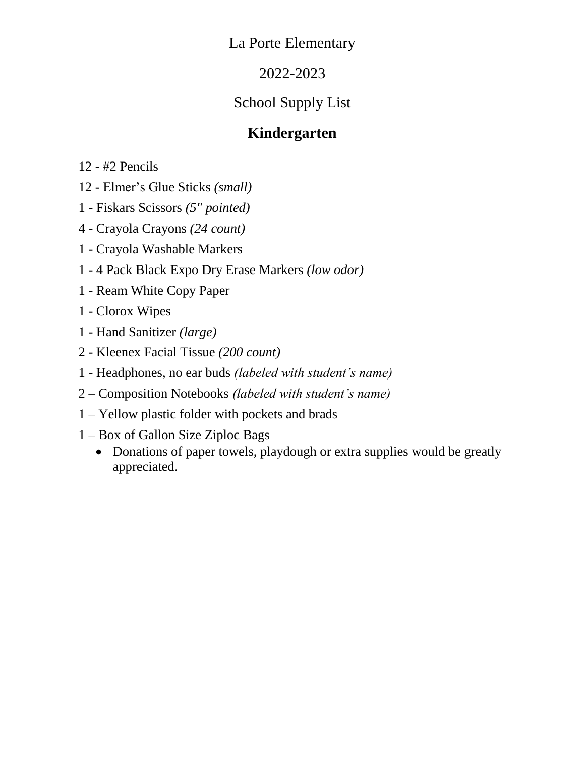La Porte Elementary

2022-2023

School Supply List

## Kindergarten

12 - #2 Pencils

12 - Elmer's Glue Sticks *(small)*

1 - Fiskars Scissors *(5" pointed)*

4 - Crayola Crayons *(24 count)*

1 - Crayola Washable Markers

1 - 4 Pack Black Expo Dry Erase Markers *(low odor)*

1 - Ream White Copy Paper

1 - Clorox Wipes

1 - Hand Sanitizer *(large)*

2 - Kleenex Facial Tissue *(200 count)*

1 - Headphones, no ear buds *(labeled with student's name)*

2 – Composition Notebooks *(labeled with student's name)*

1 – Yellow plastic folder with pockets and brads

1 – Box of Gallon Size Ziploc Bags

- Donations of paper towels, playdough or extra supplies would be greatly appreciated.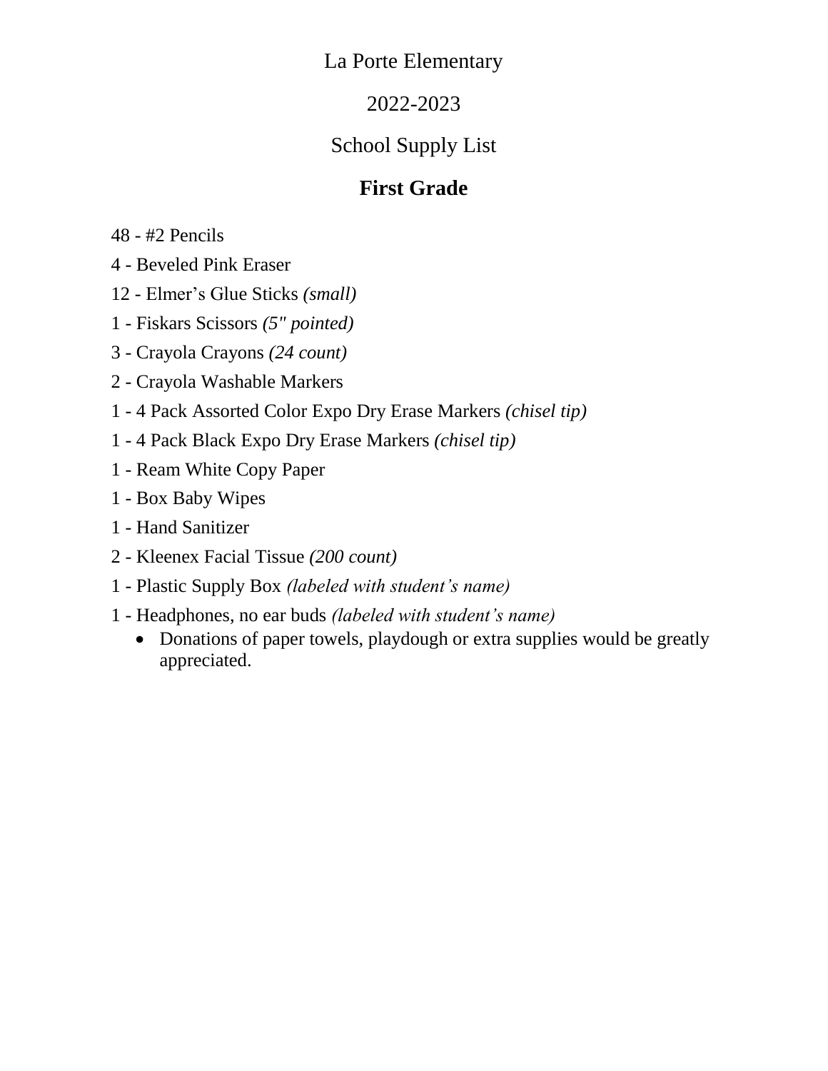La Porte Elementary

2022-2023

School Supply List

## First Grade

48 - #2 Pencils

4 - Beveled Pink Eraser

12 - Elmer's Glue Sticks *(small)*

1 - Fiskars Scissors *(5" pointed)*

3 - Crayola Crayons *(24 count)*

2 - Crayola Washable Markers

1 - 4 Pack Assorted Color Expo Dry Erase Markers *(chisel tip)*

1 - 4 Pack Black Expo Dry Erase Markers *(chisel tip)*

1 - Ream White Copy Paper

1 - Box Baby Wipes

1 - Hand Sanitizer

2 - Kleenex Facial Tissue *(200 count)*

1 - Plastic Supply Box *(labeled with student's name)*

1 - Headphones, no ear buds *(labeled with student's name)*

- Donations of paper towels, playdough or extra supplies would be greatly appreciated.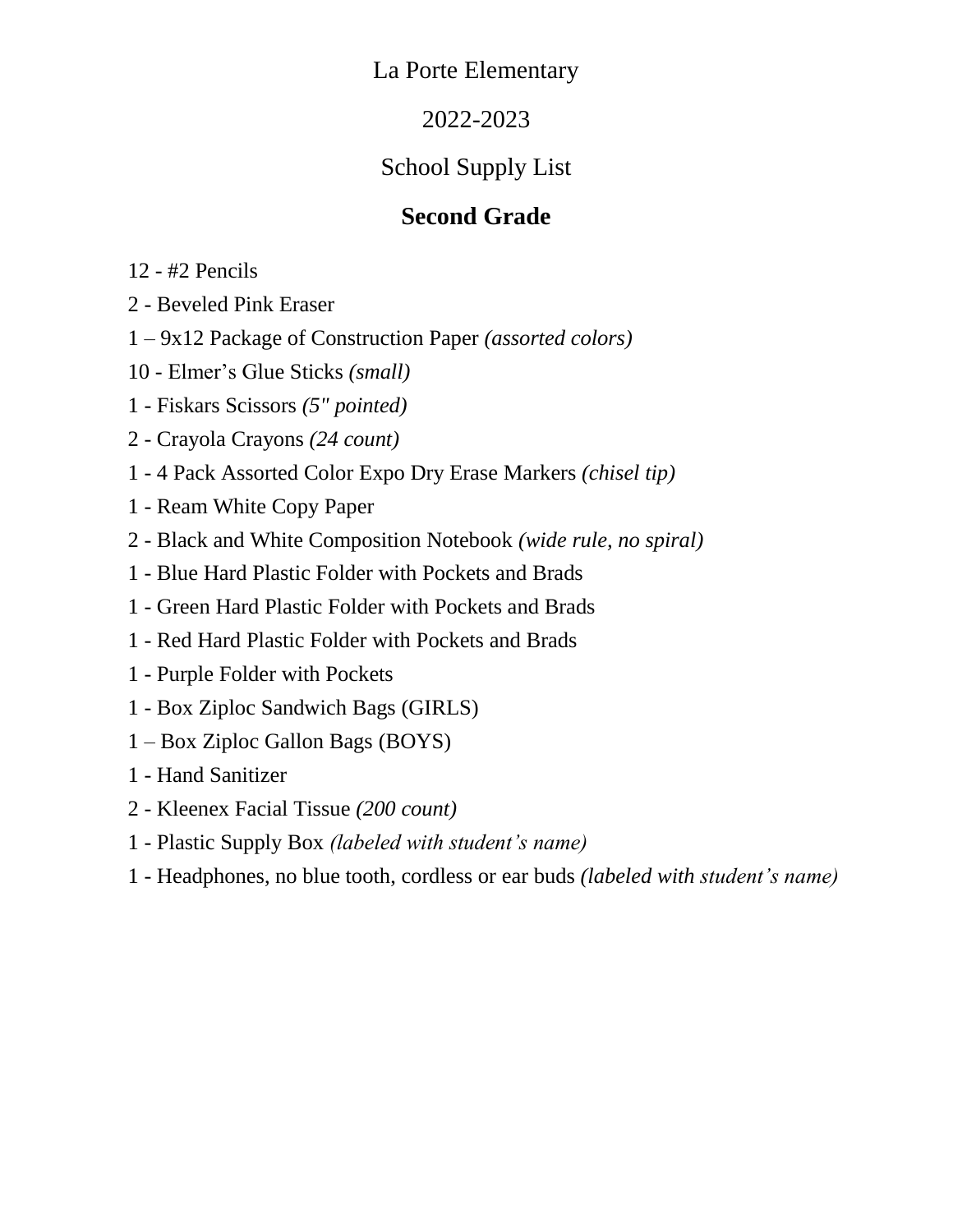La Porte Elementary

2022-2023

School Supply List

## Second Grade

12 - #2 Pencils

2 - Beveled Pink Eraser

1 – 9x12 Package of Construction Paper *(assorted colors)*

10 - Elmer's Glue Sticks *(small)*

1 - Fiskars Scissors *(5" pointed)*

2 - Crayola Crayons *(24 count)*

1 - 4 Pack Assorted Color Expo Dry Erase Markers *(chisel tip)*

1 - Ream White Copy Paper

2 - Black and White Composition Notebook *(wide rule, no spiral)*

1 - Blue Hard Plastic Folder with Pockets and Brads

1 - Green Hard Plastic Folder with Pockets and Brads

1 - Red Hard Plastic Folder with Pockets and Brads

1 - Purple Folder with Pockets

1 - Box Ziploc Sandwich Bags (GIRLS)

1 – Box Ziploc Gallon Bags (BOYS)

1 - Hand Sanitizer

2 - Kleenex Facial Tissue *(200 count)*

1 - Plastic Supply Box *(labeled with student's name)*

1 - Headphones, no blue tooth, cordless or ear buds *(labeled with student's name)*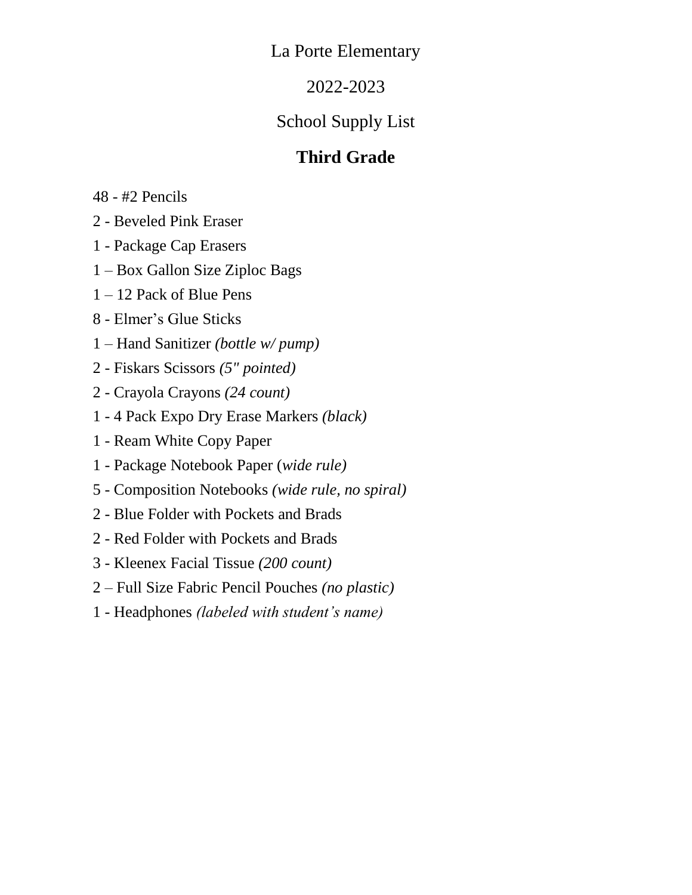La Porte Elementary

2022-2023

School Supply List

## Third Grade

48 - #2 Pencils

2 - Beveled Pink Eraser

1 - Package Cap Erasers

1 – Box Gallon Size Ziploc Bags

1 – 12 Pack of Blue Pens

8 - Elmer's Glue Sticks

1 – Hand Sanitizer *(bottle w/ pump)*

2 - Fiskars Scissors *(5" pointed)*

2 - Crayola Crayons *(24 count)*

1 - 4 Pack Expo Dry Erase Markers *(black)*

1 - Ream White Copy Paper

1 - Package Notebook Paper (*wide rule)*

5 - Composition Notebooks *(wide rule, no spiral)*

2 - Blue Folder with Pockets and Brads

2 - Red Folder with Pockets and Brads

3 - Kleenex Facial Tissue *(200 count)*

2 – Full Size Fabric Pencil Pouches *(no plastic)*

1 - Headphones *(labeled with student's name)*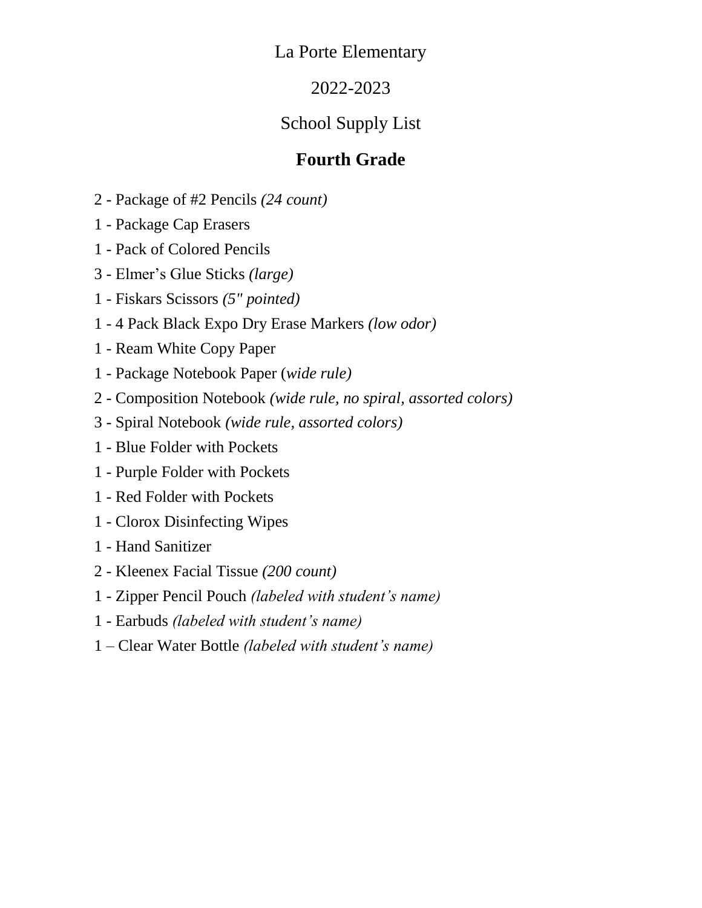La Porte Elementary

2022-2023

School Supply List

## Fourth Grade

2 - Package of #2 Pencils *(24 count)*

1 - Package Cap Erasers

1 - Pack of Colored Pencils

3 - Elmer's Glue Sticks *(large)*

1 - Fiskars Scissors *(5" pointed)*

1 - 4 Pack Black Expo Dry Erase Markers *(low odor)*

1 - Ream White Copy Paper

1 - Package Notebook Paper (*wide rule)*

2 - Composition Notebook *(wide rule, no spiral, assorted colors)*

3 - Spiral Notebook *(wide rule, assorted colors)*

1 - Blue Folder with Pockets

1 - Purple Folder with Pockets

1 - Red Folder with Pockets

1 - Clorox Disinfecting Wipes

1 - Hand Sanitizer

2 - Kleenex Facial Tissue *(200 count)*

1 - Zipper Pencil Pouch *(labeled with student's name)*

1 - Earbuds *(labeled with student's name)*

1 – Clear Water Bottle *(labeled with student's name)*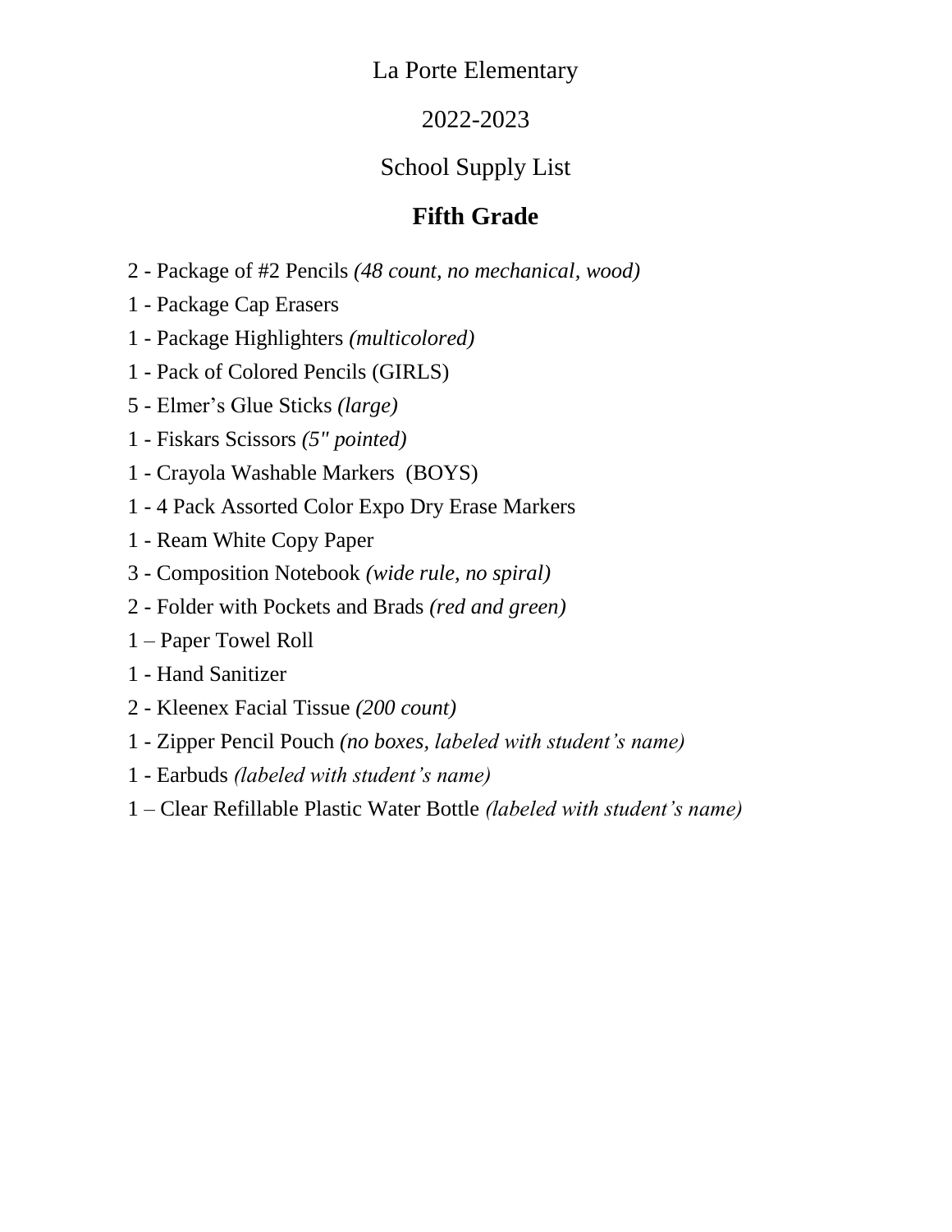La Porte Elementary

2022-2023

School Supply List

## Fifth Grade

2 - Package of #2 Pencils *(48 count, no mechanical, wood)*

1 - Package Cap Erasers

1 - Package Highlighters *(multicolored)*

1 - Pack of Colored Pencils (GIRLS)

5 - Elmer's Glue Sticks *(large)*

1 - Fiskars Scissors *(5" pointed)*

1 - Crayola Washable Markers (BOYS)

1 - 4 Pack Assorted Color Expo Dry Erase Markers

1 - Ream White Copy Paper

3 - Composition Notebook *(wide rule, no spiral)*

2 - Folder with Pockets and Brads *(red and green)*

1 – Paper Towel Roll

1 - Hand Sanitizer

2 - Kleenex Facial Tissue *(200 count)*

1 - Zipper Pencil Pouch *(no boxes, labeled with student's name)*

1 - Earbuds *(labeled with student's name)*

1 – Clear Refillable Plastic Water Bottle *(labeled with student's name)*